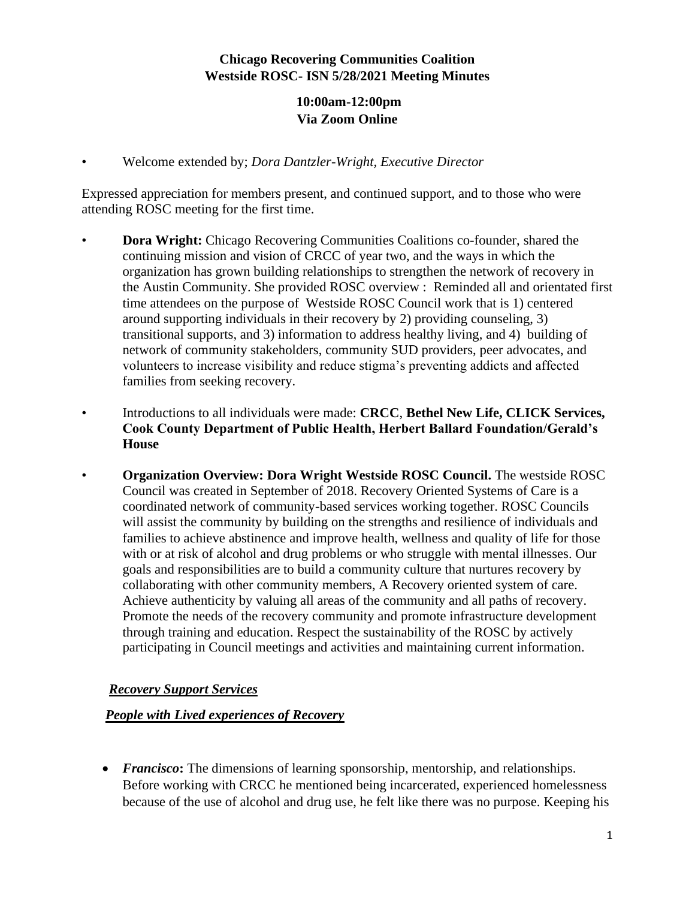**Chicago Recovering Communities Coalition**
**Westside ROSC- ISN 5/28/2021 Meeting Minutes**

**10:00am-12:00pm**
**Via Zoom Online**

- Welcome extended by; *Dora Dantzler-Wright, Executive Director*

Expressed appreciation for members present, and continued support, and to those who were attending ROSC meeting for the first time.

- **Dora Wright:** Chicago Recovering Communities Coalitions co-founder, shared the continuing mission and vision of CRCC of year two, and the ways in which the organization has grown building relationships to strengthen the network of recovery in the Austin Community. She provided ROSC overview : Reminded all and orientated first time attendees on the purpose of Westside ROSC Council work that is 1) centered around supporting individuals in their recovery by 2) providing counseling, 3) transitional supports, and 3) information to address healthy living, and 4) building of network of community stakeholders, community SUD providers, peer advocates, and volunteers to increase visibility and reduce stigma's preventing addicts and affected families from seeking recovery.

- Introductions to all individuals were made: **CRCC**, **Bethel New Life, CLICK Services, Cook County Department of Public Health, Herbert Ballard Foundation/Gerald's House**

- **Organization Overview: Dora Wright Westside ROSC Council.** The westside ROSC Council was created in September of 2018. Recovery Oriented Systems of Care is a coordinated network of community-based services working together. ROSC Councils will assist the community by building on the strengths and resilience of individuals and families to achieve abstinence and improve health, wellness and quality of life for those with or at risk of alcohol and drug problems or who struggle with mental illnesses. Our goals and responsibilities are to build a community culture that nurtures recovery by collaborating with other community members, A Recovery oriented system of care. Achieve authenticity by valuing all areas of the community and all paths of recovery. Promote the needs of the recovery community and promote infrastructure development through training and education. Respect the sustainability of the ROSC by actively participating in Council meetings and activities and maintaining current information.

***Recovery Support Services***

***People with Lived experiences of Recovery***

- ***Francisco*:** The dimensions of learning sponsorship, mentorship, and relationships. Before working with CRCC he mentioned being incarcerated, experienced homelessness because of the use of alcohol and drug use, he felt like there was no purpose. Keeping his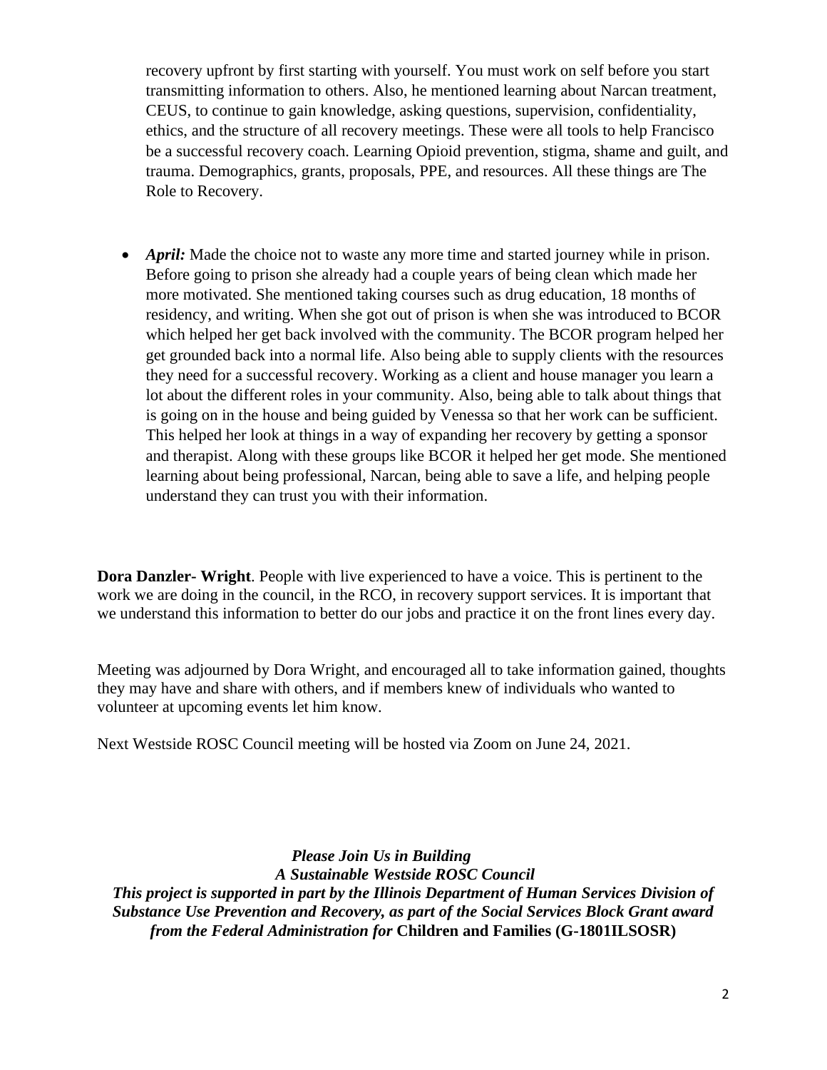recovery upfront by first starting with yourself. You must work on self before you start transmitting information to others. Also, he mentioned learning about Narcan treatment, CEUS, to continue to gain knowledge, asking questions, supervision, confidentiality, ethics, and the structure of all recovery meetings. These were all tools to help Francisco be a successful recovery coach. Learning Opioid prevention, stigma, shame and guilt, and trauma. Demographics, grants, proposals, PPE, and resources. All these things are The Role to Recovery.

- ***April:*** Made the choice not to waste any more time and started journey while in prison. Before going to prison she already had a couple years of being clean which made her more motivated. She mentioned taking courses such as drug education, 18 months of residency, and writing. When she got out of prison is when she was introduced to BCOR which helped her get back involved with the community. The BCOR program helped her get grounded back into a normal life. Also being able to supply clients with the resources they need for a successful recovery. Working as a client and house manager you learn a lot about the different roles in your community. Also, being able to talk about things that is going on in the house and being guided by Venessa so that her work can be sufficient. This helped her look at things in a way of expanding her recovery by getting a sponsor and therapist. Along with these groups like BCOR it helped her get mode. She mentioned learning about being professional, Narcan, being able to save a life, and helping people understand they can trust you with their information.

**Dora Danzler- Wright**. People with live experienced to have a voice. This is pertinent to the work we are doing in the council, in the RCO, in recovery support services. It is important that we understand this information to better do our jobs and practice it on the front lines every day.

Meeting was adjourned by Dora Wright, and encouraged all to take information gained, thoughts they may have and share with others, and if members knew of individuals who wanted to volunteer at upcoming events let him know.

Next Westside ROSC Council meeting will be hosted via Zoom on June 24, 2021.

***Please Join Us in Building***
***A Sustainable Westside ROSC Council***
***This project is supported in part by the Illinois Department of Human Services Division of Substance Use Prevention and Recovery, as part of the Social Services Block Grant award from the Federal Administration for* Children and Families (G-1801ILSOSR)**